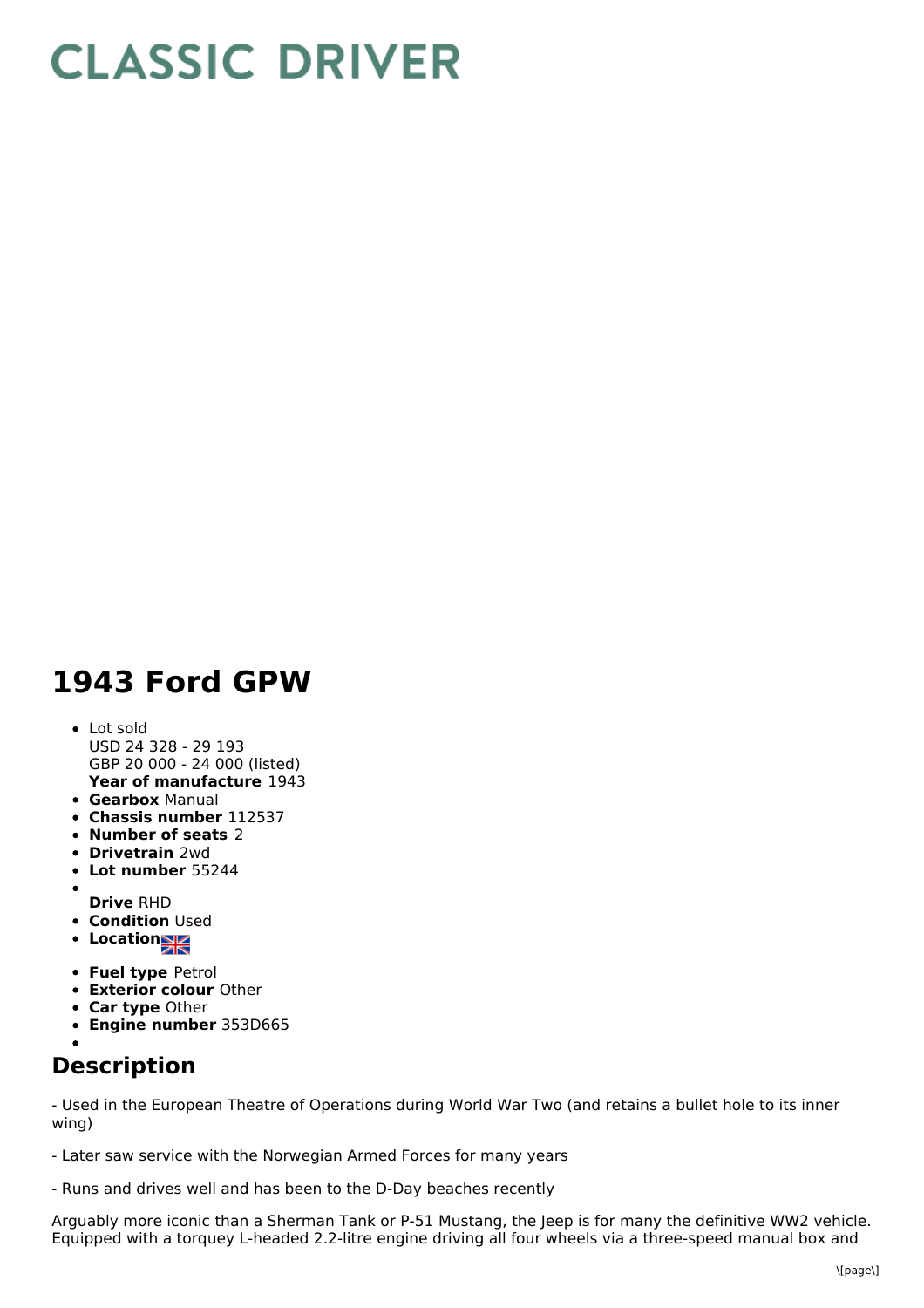# CLASSIC DRIVER

# 1943 Ford GPW

- Lot sold
  USD 24 328 - 29 193
  GBP 20 000 - 24 000 (listed)
  **Year of manufacture** 1943
- **Gearbox** Manual
- **Chassis number** 112537
- **Number of seats** 2
- **Drivetrain** 2wd
- **Lot number** 55244
- **Drive** RHD
- **Condition** Used
- **Location**
- **Fuel type** Petrol
- **Exterior colour** Other
- **Car type** Other
- **Engine number** 353D665

## Description

- Used in the European Theatre of Operations during World War Two (and retains a bullet hole to its inner wing)

- Later saw service with the Norwegian Armed Forces for many years

- Runs and drives well and has been to the D-Day beaches recently

Arguably more iconic than a Sherman Tank or P-51 Mustang, the Jeep is for many the definitive WW2 vehicle. Equipped with a torquey L-headed 2.2-litre engine driving all four wheels via a three-speed manual box and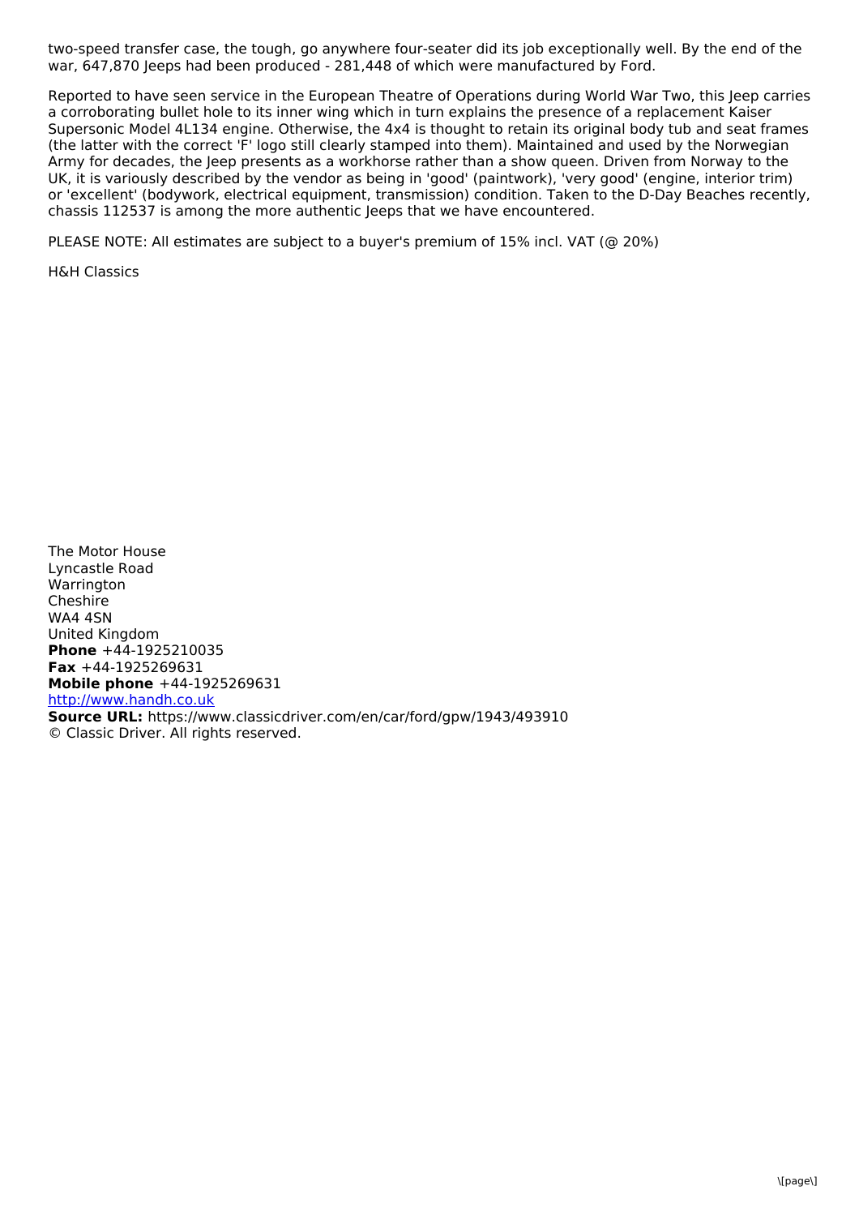two-speed transfer case, the tough, go anywhere four-seater did its job exceptionally well. By the end of the war, 647,870 Jeeps had been produced - 281,448 of which were manufactured by Ford.

Reported to have seen service in the European Theatre of Operations during World War Two, this Jeep carries a corroborating bullet hole to its inner wing which in turn explains the presence of a replacement Kaiser Supersonic Model 4L134 engine. Otherwise, the 4x4 is thought to retain its original body tub and seat frames (the latter with the correct 'F' logo still clearly stamped into them). Maintained and used by the Norwegian Army for decades, the Jeep presents as a workhorse rather than a show queen. Driven from Norway to the UK, it is variously described by the vendor as being in 'good' (paintwork), 'very good' (engine, interior trim) or 'excellent' (bodywork, electrical equipment, transmission) condition. Taken to the D-Day Beaches recently, chassis 112537 is among the more authentic Jeeps that we have encountered.

PLEASE NOTE: All estimates are subject to a buyer's premium of 15% incl. VAT (@ 20%)

H&H Classics

The Motor House
Lyncastle Road
Warrington
Cheshire
WA4 4SN
United Kingdom
**Phone** +44-1925210035
**Fax** +44-1925269631
**Mobile phone** +44-1925269631
http://www.handh.co.uk
**Source URL:** https://www.classicdriver.com/en/car/ford/gpw/1943/493910
© Classic Driver. All rights reserved.